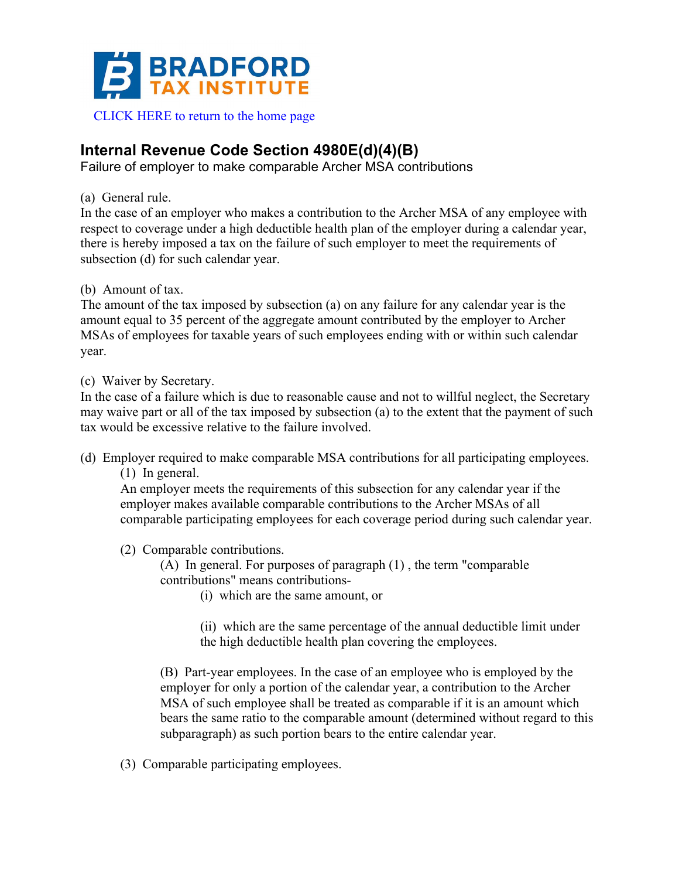BRADFORD TAX INSTITUTE

CLICK HERE to return to the home page

## Internal Revenue Code Section 4980E(d)(4)(B)

Failure of employer to make comparable Archer MSA contributions

(a) General rule.
In the case of an employer who makes a contribution to the Archer MSA of any employee with respect to coverage under a high deductible health plan of the employer during a calendar year, there is hereby imposed a tax on the failure of such employer to meet the requirements of subsection (d) for such calendar year.

(b) Amount of tax.
The amount of the tax imposed by subsection (a) on any failure for any calendar year is the amount equal to 35 percent of the aggregate amount contributed by the employer to Archer MSAs of employees for taxable years of such employees ending with or within such calendar year.

(c) Waiver by Secretary.
In the case of a failure which is due to reasonable cause and not to willful neglect, the Secretary may waive part or all of the tax imposed by subsection (a) to the extent that the payment of such tax would be excessive relative to the failure involved.

(d) Employer required to make comparable MSA contributions for all participating employees.

(1) In general.
An employer meets the requirements of this subsection for any calendar year if the employer makes available comparable contributions to the Archer MSAs of all comparable participating employees for each coverage period during such calendar year.

(2) Comparable contributions.

(A) In general. For purposes of paragraph (1) , the term "comparable contributions" means contributions-

(i) which are the same amount, or

(ii) which are the same percentage of the annual deductible limit under the high deductible health plan covering the employees.

(B) Part-year employees. In the case of an employee who is employed by the employer for only a portion of the calendar year, a contribution to the Archer MSA of such employee shall be treated as comparable if it is an amount which bears the same ratio to the comparable amount (determined without regard to this subparagraph) as such portion bears to the entire calendar year.

(3) Comparable participating employees.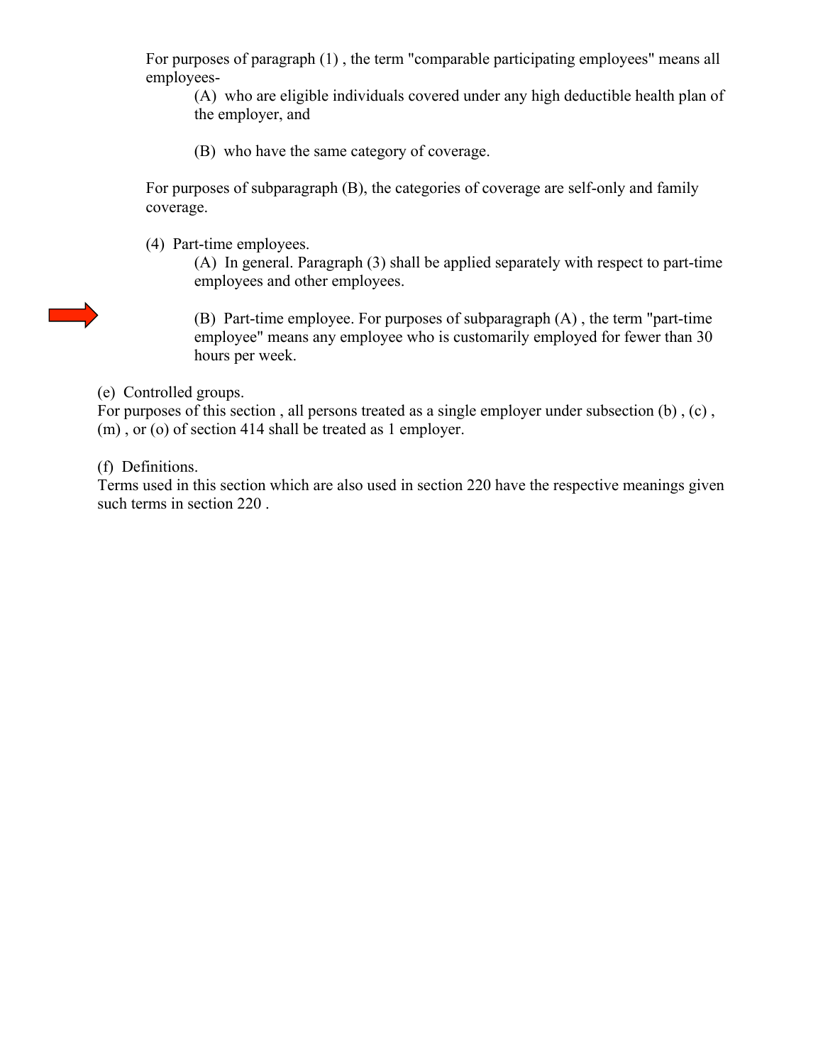For purposes of paragraph (1) , the term "comparable participating employees" means all employees-

(A) who are eligible individuals covered under any high deductible health plan of the employer, and

(B) who have the same category of coverage.

For purposes of subparagraph (B), the categories of coverage are self-only and family coverage.

(4) Part-time employees.

(A) In general. Paragraph (3) shall be applied separately with respect to part-time employees and other employees.

(B) Part-time employee. For purposes of subparagraph (A) , the term "part-time employee" means any employee who is customarily employed for fewer than 30 hours per week.

(e) Controlled groups.

For purposes of this section , all persons treated as a single employer under subsection (b) , (c) , (m) , or (o) of section 414 shall be treated as 1 employer.

(f) Definitions.

Terms used in this section which are also used in section 220 have the respective meanings given such terms in section 220 .